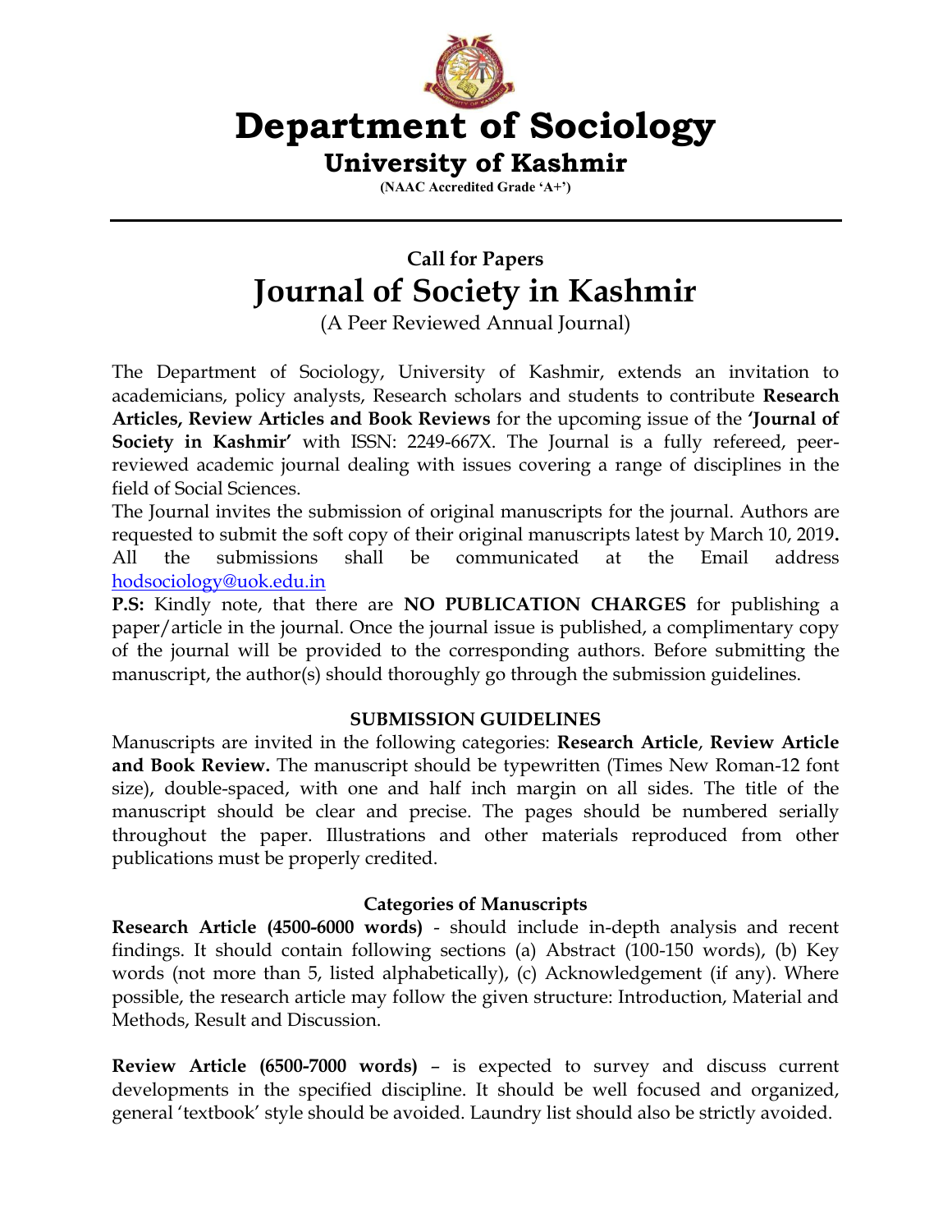# Department of Sociology

## University of Kashmir

**(NAAC Accredited Grade 'A+')**

---

### Call for Papers

# Journal of Society in Kashmir

(A Peer Reviewed Annual Journal)

The Department of Sociology, University of Kashmir, extends an invitation to academicians, policy analysts, Research scholars and students to contribute **Research Articles, Review Articles and Book Reviews** for the upcoming issue of the **'Journal of Society in Kashmir'** with ISSN: 2249-667X. The Journal is a fully refereed, peer-reviewed academic journal dealing with issues covering a range of disciplines in the field of Social Sciences.

The Journal invites the submission of original manuscripts for the journal. Authors are requested to submit the soft copy of their original manuscripts latest by March 10, 2019**.** All the submissions shall be communicated at the Email address hodsociology@uok.edu.in

**P.S:** Kindly note, that there are **NO PUBLICATION CHARGES** for publishing a paper/article in the journal. Once the journal issue is published, a complimentary copy of the journal will be provided to the corresponding authors. Before submitting the manuscript, the author(s) should thoroughly go through the submission guidelines.

**SUBMISSION GUIDELINES**

Manuscripts are invited in the following categories: **Research Article**, **Review Article and Book Review.** The manuscript should be typewritten (Times New Roman-12 font size), double-spaced, with one and half inch margin on all sides. The title of the manuscript should be clear and precise. The pages should be numbered serially throughout the paper. Illustrations and other materials reproduced from other publications must be properly credited.

**Categories of Manuscripts**

**Research Article (4500-6000 words)** - should include in-depth analysis and recent findings. It should contain following sections (a) Abstract (100-150 words), (b) Key words (not more than 5, listed alphabetically), (c) Acknowledgement (if any). Where possible, the research article may follow the given structure: Introduction, Material and Methods, Result and Discussion.

**Review Article (6500-7000 words)** – is expected to survey and discuss current developments in the specified discipline. It should be well focused and organized, general 'textbook' style should be avoided. Laundry list should also be strictly avoided.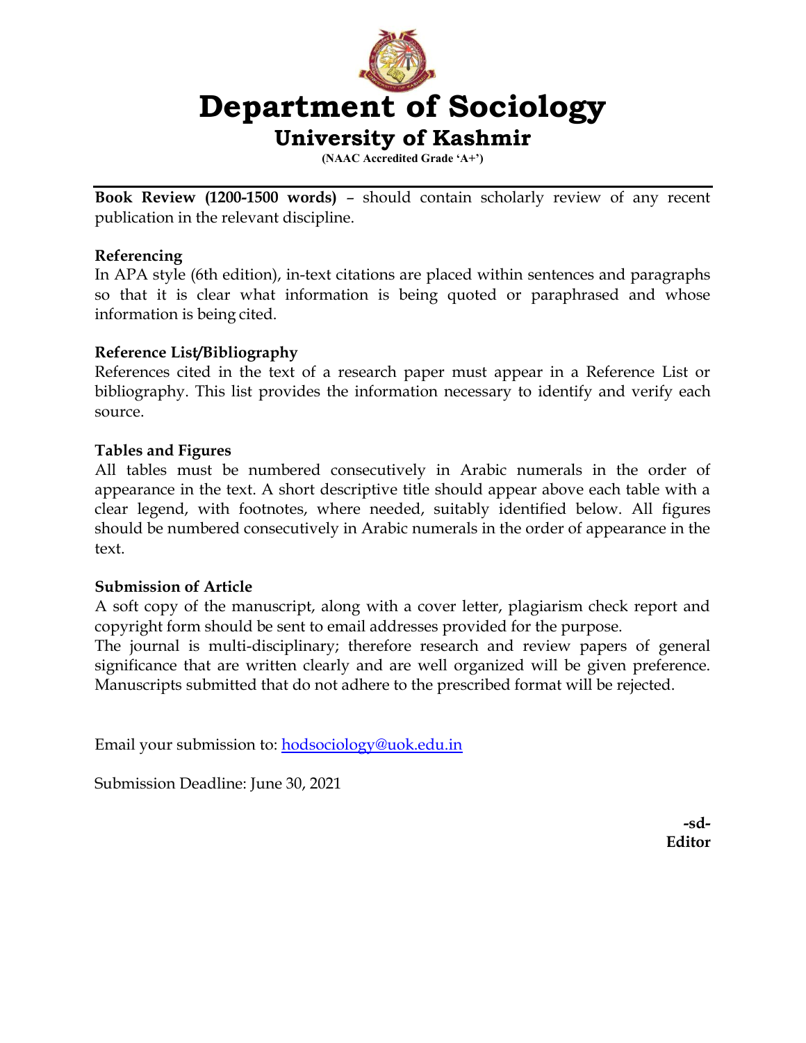# Department of Sociology

## University of Kashmir

**(NAAC Accredited Grade 'A+')**

---

**Book Review (1200-1500 words)** – should contain scholarly review of any recent publication in the relevant discipline.

**Referencing**

In APA style (6th edition), in-text citations are placed within sentences and paragraphs so that it is clear what information is being quoted or paraphrased and whose information is being cited.

**Reference List/Bibliography**

References cited in the text of a research paper must appear in a Reference List or bibliography. This list provides the information necessary to identify and verify each source.

**Tables and Figures**

All tables must be numbered consecutively in Arabic numerals in the order of appearance in the text. A short descriptive title should appear above each table with a clear legend, with footnotes, where needed, suitably identified below. All figures should be numbered consecutively in Arabic numerals in the order of appearance in the text.

**Submission of Article**

A soft copy of the manuscript, along with a cover letter, plagiarism check report and copyright form should be sent to email addresses provided for the purpose.

The journal is multi-disciplinary; therefore research and review papers of general significance that are written clearly and are well organized will be given preference. Manuscripts submitted that do not adhere to the prescribed format will be rejected.

Email your submission to: hodsociology@uok.edu.in

Submission Deadline: June 30, 2021

**-sd-**
**Editor**